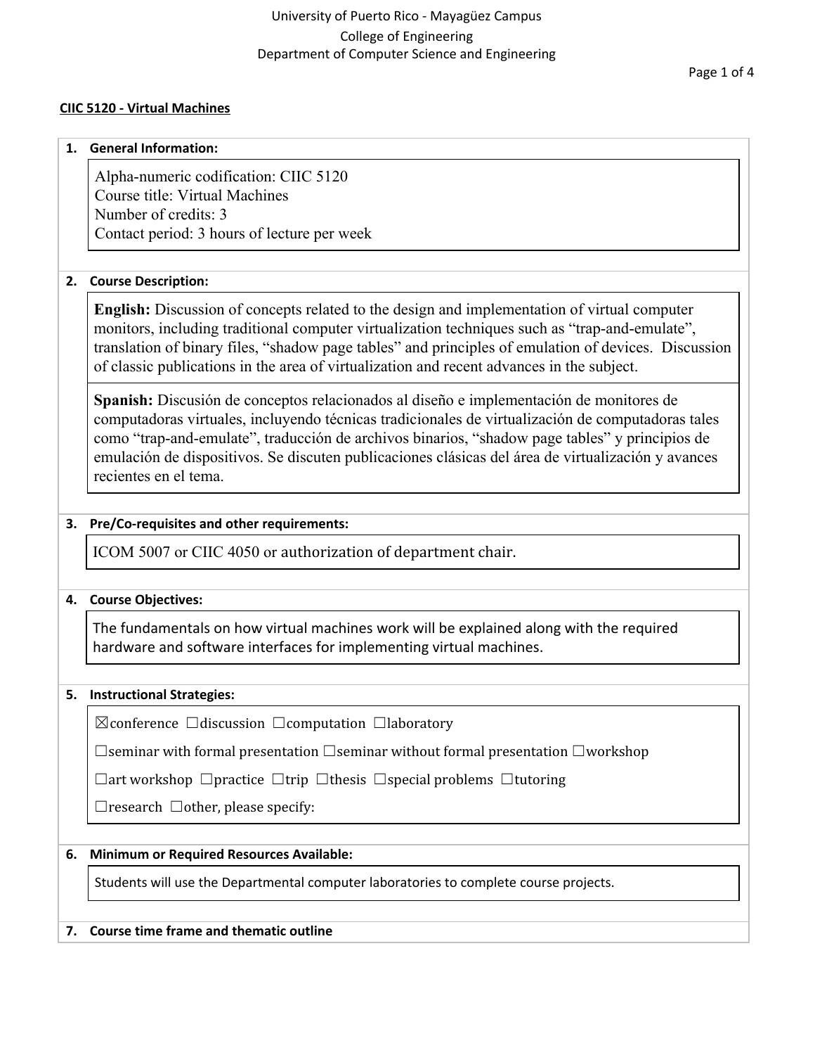University of Puerto Rico - Mayagüez Campus
College of Engineering
Department of Computer Science and Engineering

**CIIC 5120 - Virtual Machines**

## 1. General Information:

Alpha-numeric codification: CIIC 5120
Course title: Virtual Machines
Number of credits: 3
Contact period: 3 hours of lecture per week

## 2. Course Description:

**English:** Discussion of concepts related to the design and implementation of virtual computer monitors, including traditional computer virtualization techniques such as "trap-and-emulate", translation of binary files, "shadow page tables" and principles of emulation of devices. Discussion of classic publications in the area of virtualization and recent advances in the subject.

**Spanish:** Discusión de conceptos relacionados al diseño e implementación de monitores de computadoras virtuales, incluyendo técnicas tradicionales de virtualización de computadoras tales como "trap-and-emulate", traducción de archivos binarios, "shadow page tables" y principios de emulación de dispositivos. Se discuten publicaciones clásicas del área de virtualización y avances recientes en el tema.

## 3. Pre/Co-requisites and other requirements:

ICOM 5007 or CIIC 4050 or authorization of department chair.

## 4. Course Objectives:

The fundamentals on how virtual machines work will be explained along with the required hardware and software interfaces for implementing virtual machines.

## 5. Instructional Strategies:

☒conference ☐discussion ☐computation ☐laboratory

☐seminar with formal presentation ☐seminar without formal presentation ☐workshop

☐art workshop ☐practice ☐trip ☐thesis ☐special problems ☐tutoring

☐research ☐other, please specify:

## 6. Minimum or Required Resources Available:

Students will use the Departmental computer laboratories to complete course projects.

## 7. Course time frame and thematic outline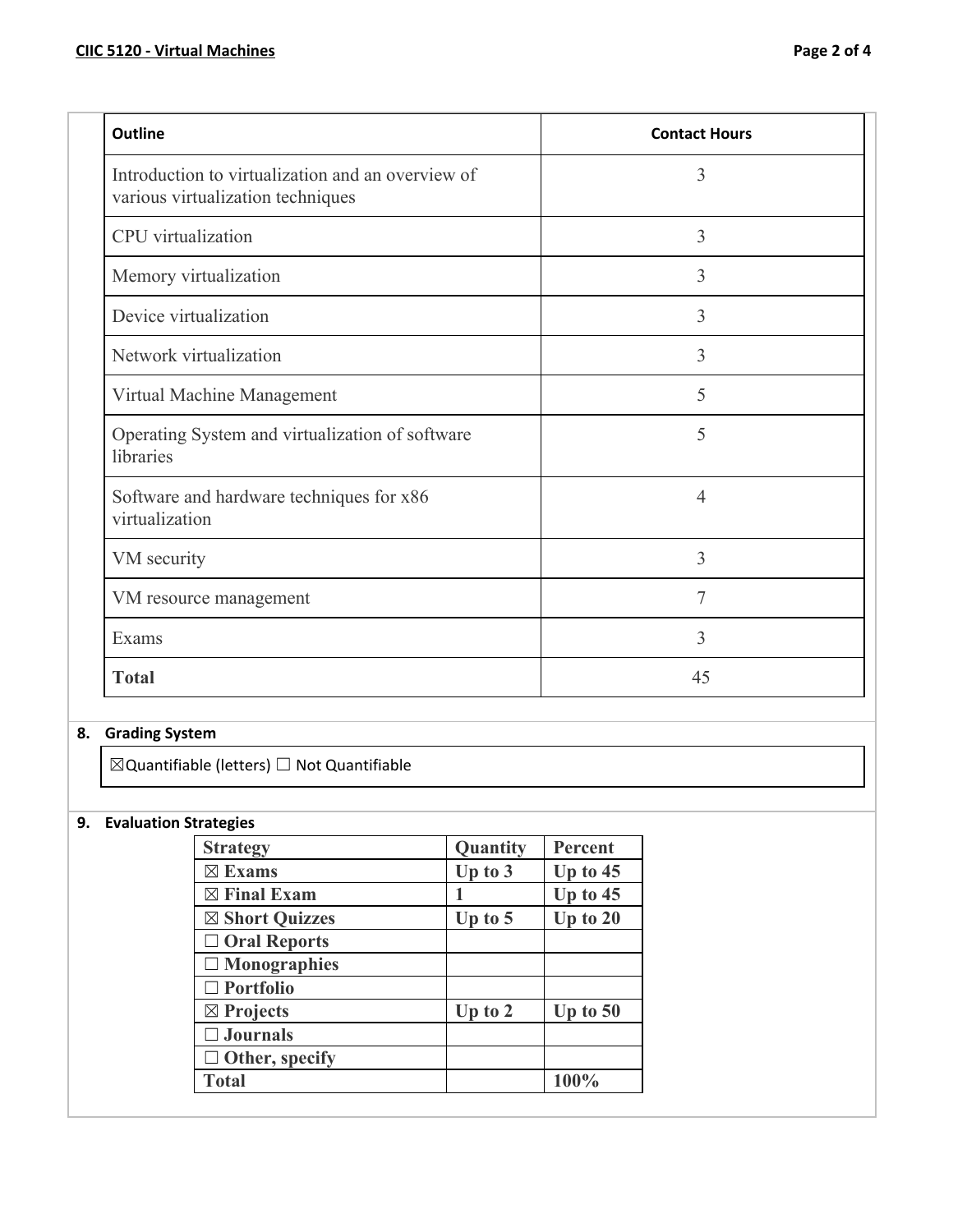| Outline | Contact Hours |
|---|---|
| Introduction to virtualization and an overview of various virtualization techniques | 3 |
| CPU virtualization | 3 |
| Memory virtualization | 3 |
| Device virtualization | 3 |
| Network virtualization | 3 |
| Virtual Machine Management | 5 |
| Operating System and virtualization of software libraries | 5 |
| Software and hardware techniques for x86 virtualization | 4 |
| VM security | 3 |
| VM resource management | 7 |
| Exams | 3 |
| **Total** | 45 |

## 8. Grading System

☒Quantifiable (letters) ☐ Not Quantifiable

## 9. Evaluation Strategies

| Strategy | Quantity | Percent |
|---|---|---|
| ☒ Exams | Up to 3 | Up to 45 |
| ☒ Final Exam | 1 | Up to 45 |
| ☒ Short Quizzes | Up to 5 | Up to 20 |
| ☐ Oral Reports | | |
| ☐ Monographies | | |
| ☐ Portfolio | | |
| ☒ Projects | Up to 2 | Up to 50 |
| ☐ Journals | | |
| ☐ Other, specify | | |
| **Total** | | **100%** |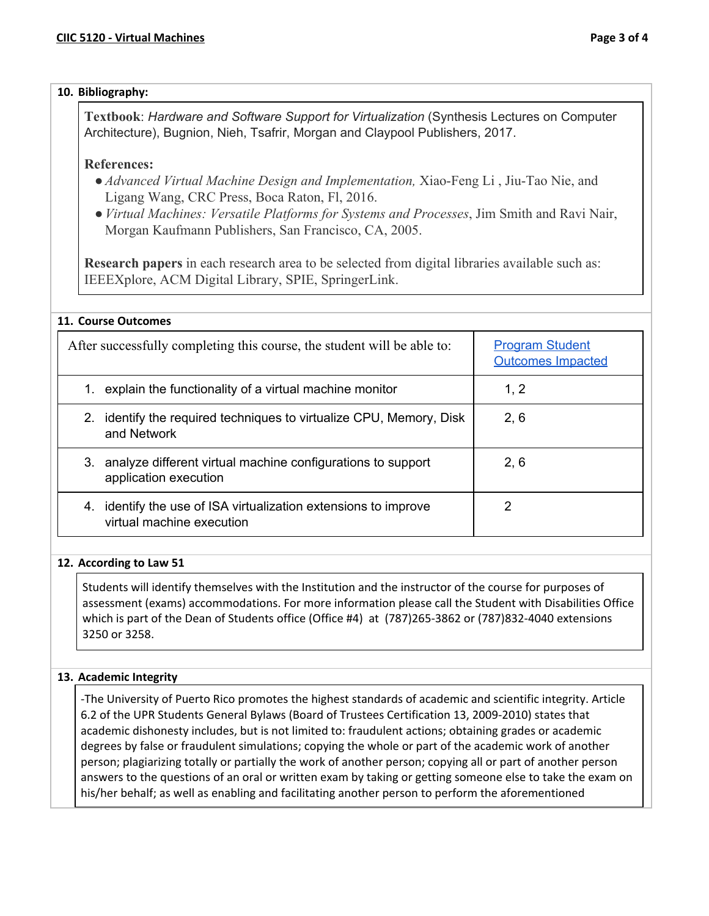## 10. Bibliography:

**Textbook**: *Hardware and Software Support for Virtualization* (Synthesis Lectures on Computer Architecture), Bugnion, Nieh, Tsafrir, Morgan and Claypool Publishers, 2017.

**References:**

- *Advanced Virtual Machine Design and Implementation,* Xiao-Feng Li , Jiu-Tao Nie, and Ligang Wang, CRC Press, Boca Raton, Fl, 2016.
- *Virtual Machines: Versatile Platforms for Systems and Processes*, Jim Smith and Ravi Nair, Morgan Kaufmann Publishers, San Francisco, CA, 2005.

**Research papers** in each research area to be selected from digital libraries available such as: IEEEXplore, ACM Digital Library, SPIE, SpringerLink.

## 11. Course Outcomes

| After successfully completing this course, the student will be able to: | Program Student Outcomes Impacted |
|---|---|
| 1. explain the functionality of a virtual machine monitor | 1, 2 |
| 2. identify the required techniques to virtualize CPU, Memory, Disk and Network | 2, 6 |
| 3. analyze different virtual machine configurations to support application execution | 2, 6 |
| 4. identify the use of ISA virtualization extensions to improve virtual machine execution | 2 |

## 12. According to Law 51

Students will identify themselves with the Institution and the instructor of the course for purposes of assessment (exams) accommodations. For more information please call the Student with Disabilities Office which is part of the Dean of Students office (Office #4) at (787)265-3862 or (787)832-4040 extensions 3250 or 3258.

## 13. Academic Integrity

-The University of Puerto Rico promotes the highest standards of academic and scientific integrity. Article 6.2 of the UPR Students General Bylaws (Board of Trustees Certification 13, 2009-2010) states that academic dishonesty includes, but is not limited to: fraudulent actions; obtaining grades or academic degrees by false or fraudulent simulations; copying the whole or part of the academic work of another person; plagiarizing totally or partially the work of another person; copying all or part of another person answers to the questions of an oral or written exam by taking or getting someone else to take the exam on his/her behalf; as well as enabling and facilitating another person to perform the aforementioned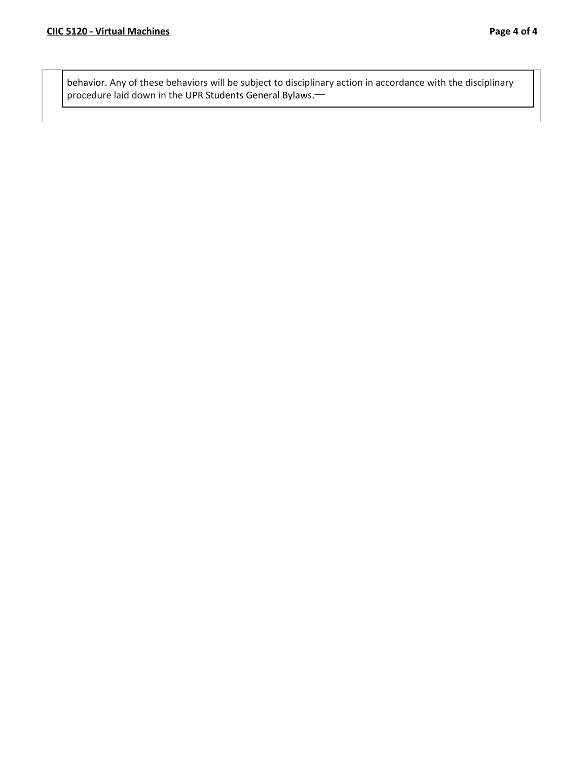behavior. Any of these behaviors will be subject to disciplinary action in accordance with the disciplinary procedure laid down in the UPR Students General Bylaws.